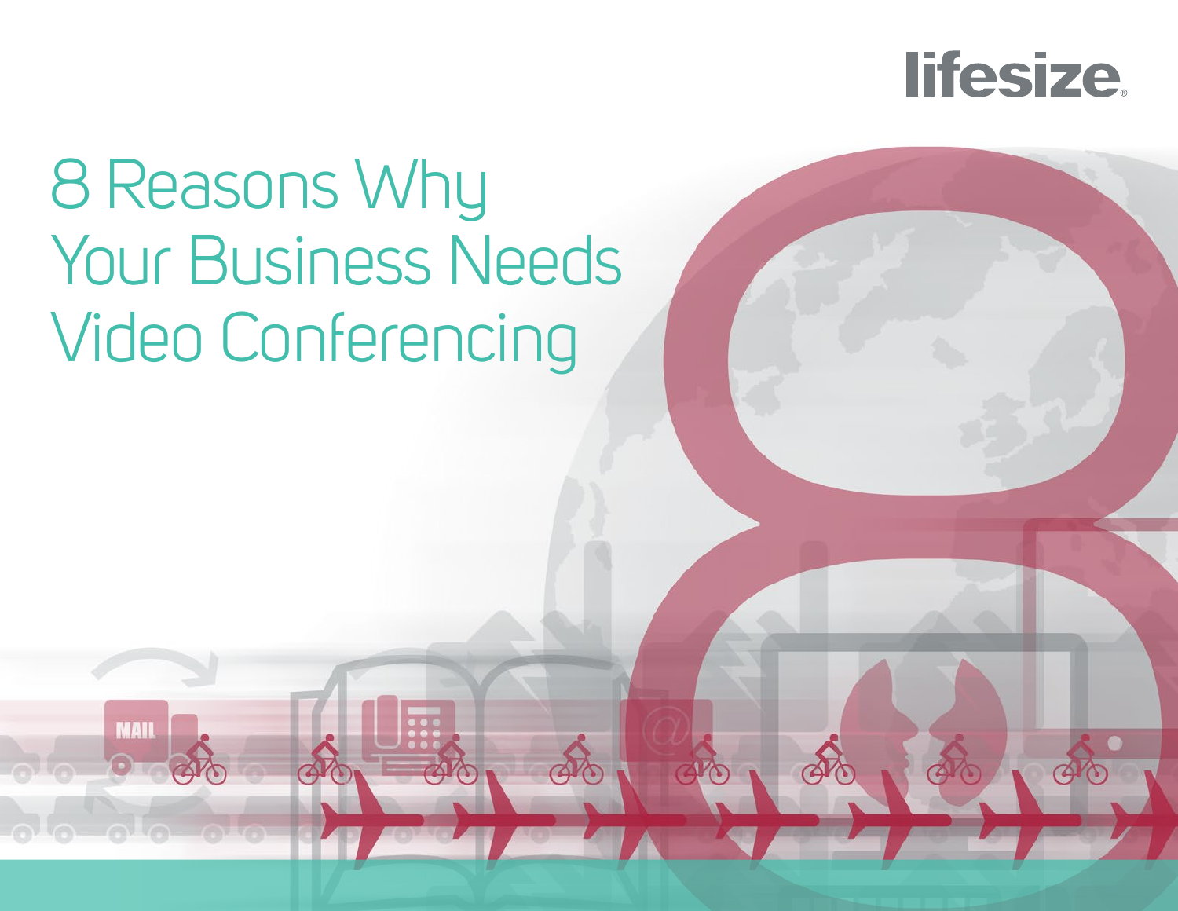lifesize

# 8 Reasons Why Your Business Needs Video Conferencing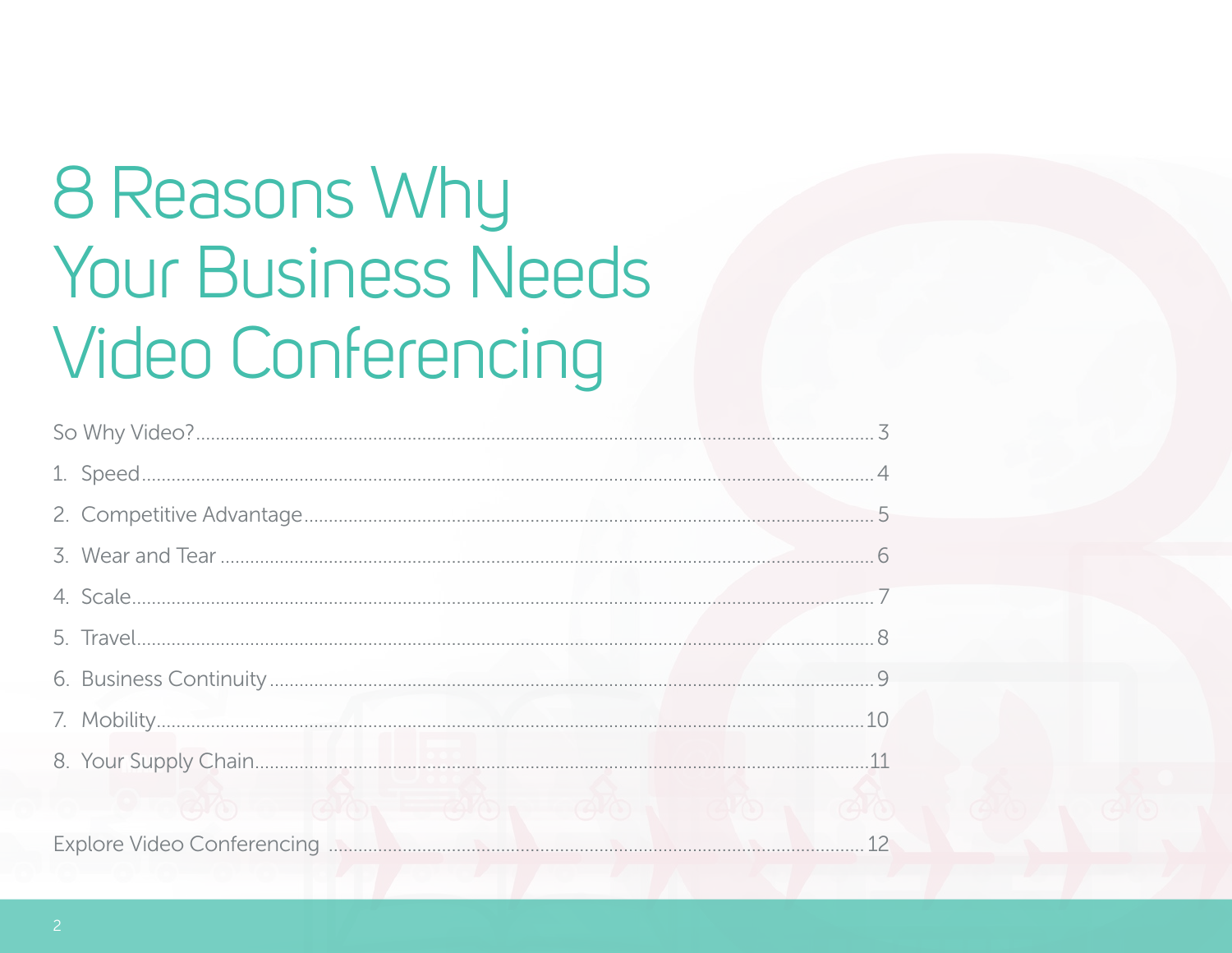# 8 Reasons Why Your Business Needs Video Conferencing

So Why Video?.....3

1. Speed.....4
2. Competitive Advantage.....5
3. Wear and Tear.....6
4. Scale.....7
5. Travel.....8
6. Business Continuity.....9
7. Mobility.....10
8. Your Supply Chain.....11

Explore Video Conferencing.....12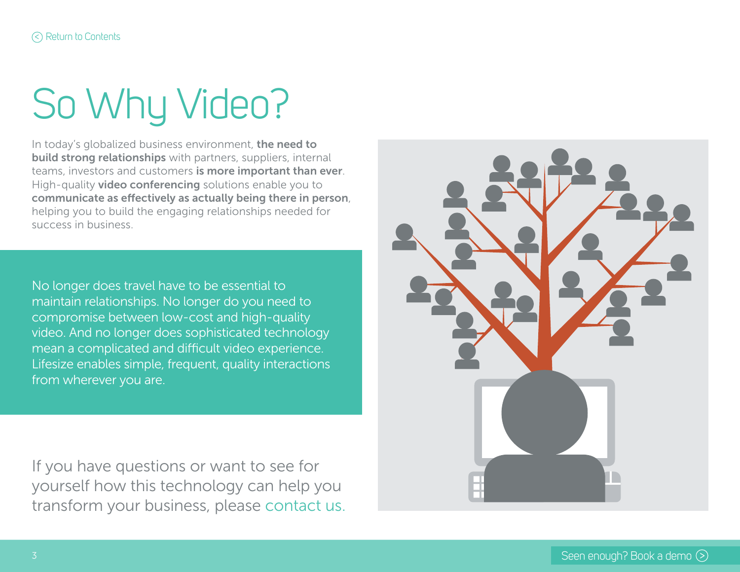# So Why Video?

In today's globalized business environment, **the need to build strong relationships** with partners, suppliers, internal teams, investors and customers **is more important than ever**. High-quality **video conferencing** solutions enable you to **communicate as effectively as actually being there in person**, helping you to build the engaging relationships needed for success in business.

No longer does travel have to be essential to maintain relationships. No longer do you need to compromise between low-cost and high-quality video. And no longer does sophisticated technology mean a complicated and difficult video experience. Lifesize enables simple, frequent, quality interactions from wherever you are.

If you have questions or want to see for yourself how this technology can help you transform your business, please contact us.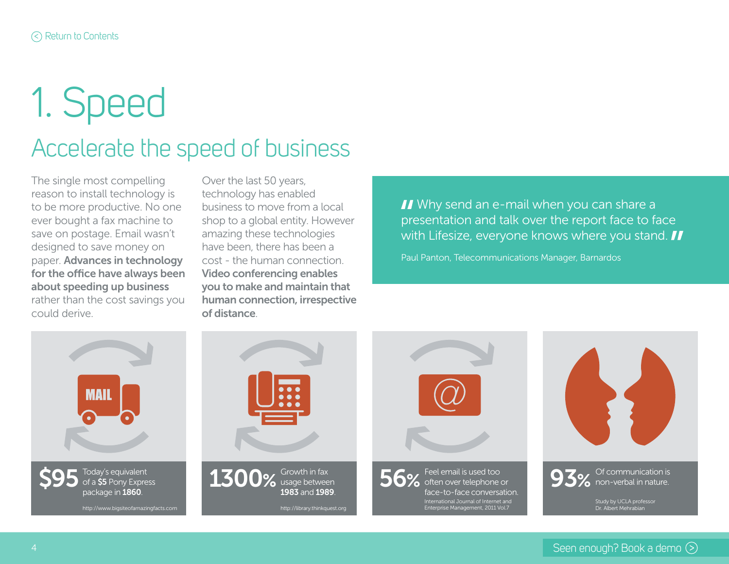# 1. Speed

## Accelerate the speed of business

The single most compelling reason to install technology is to be more productive. No one ever bought a fax machine to save on postage. Email wasn't designed to save money on paper. **Advances in technology for the office have always been about speeding up business** rather than the cost savings you could derive.

Over the last 50 years, technology has enabled business to move from a local shop to a global entity. However amazing these technologies have been, there has been a cost - the human connection. **Video conferencing enables you to make and maintain that human connection, irrespective of distance**.

> Why send an e-mail when you can share a presentation and talk over the report face to face with Lifesize, everyone knows where you stand.
>
> Paul Panton, Telecommunications Manager, Barnardos

**$95** Today's equivalent of a **$5** Pony Express package in **1860**.

http://www.bigsiteofamazingfacts.com

**1300%** Growth in fax usage between **1983** and **1989**.

http://library.thinkquest.org

**56%** Feel email is used too often over telephone or face-to-face conversation.

International Journal of Internet and Enterprise Management, 2011 Vol.7

**93%** Of communication is non-verbal in nature.

Study by UCLA professor Dr. Albert Mehrabian

Seen enough? Book a demo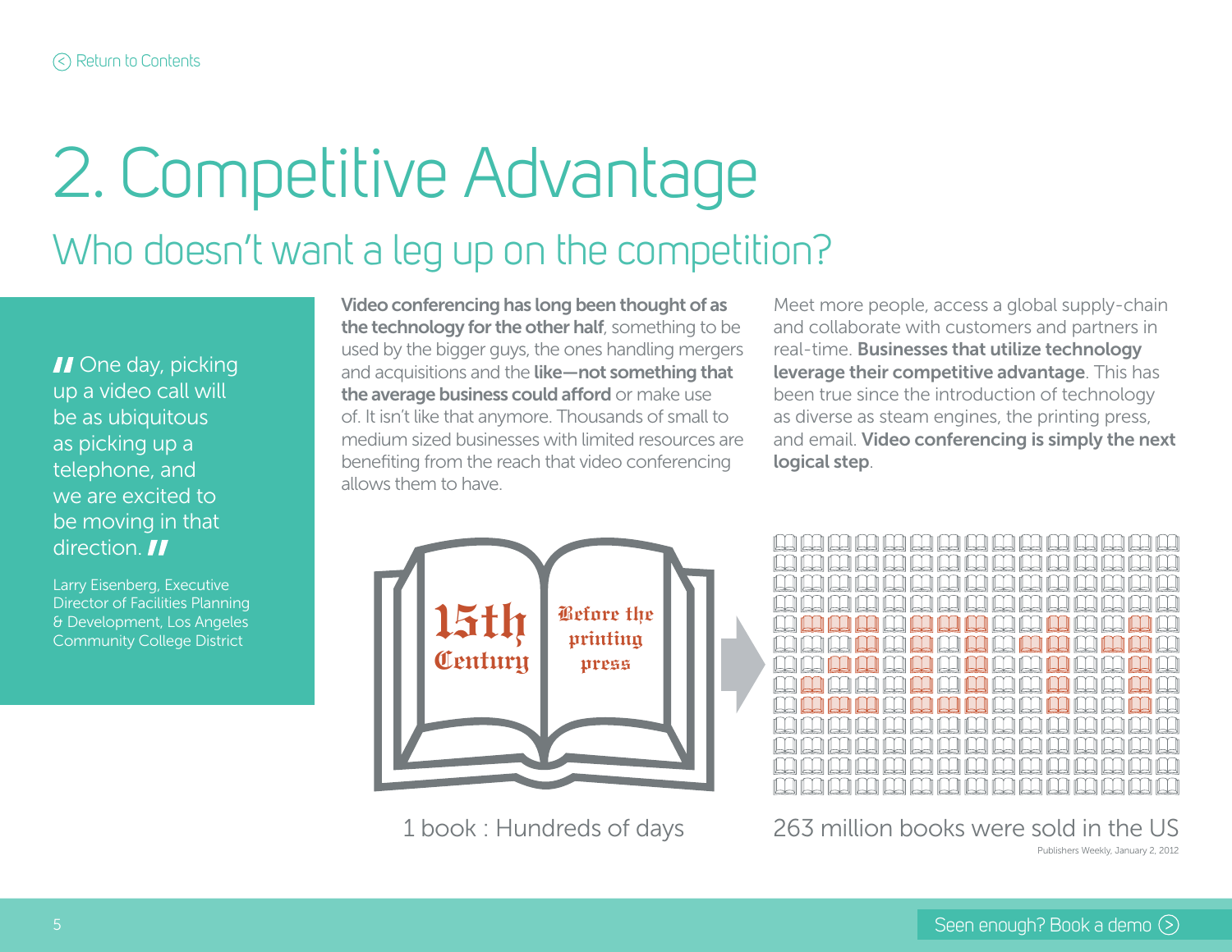# 2. Competitive Advantage

## Who doesn't want a leg up on the competition?

" One day, picking up a video call will be as ubiquitous as picking up a telephone, and we are excited to be moving in that direction. "

Larry Eisenberg, Executive Director of Facilities Planning & Development, Los Angeles Community College District

**Video conferencing has long been thought of as the technology for the other half**, something to be used by the bigger guys, the ones handling mergers and acquisitions and the **like—not something that the average business could afford** or make use of. It isn't like that anymore. Thousands of small to medium sized businesses with limited resources are benefiting from the reach that video conferencing allows them to have.

Meet more people, access a global supply-chain and collaborate with customers and partners in real-time. **Businesses that utilize technology leverage their competitive advantage**. This has been true since the introduction of technology as diverse as steam engines, the printing press, and email. **Video conferencing is simply the next logical step**.

15th Century

Before the printing press

1 book : Hundreds of days

263 million books sold in the US

Publishers Weekly, January 2, 2012

Seen enough? Book a demo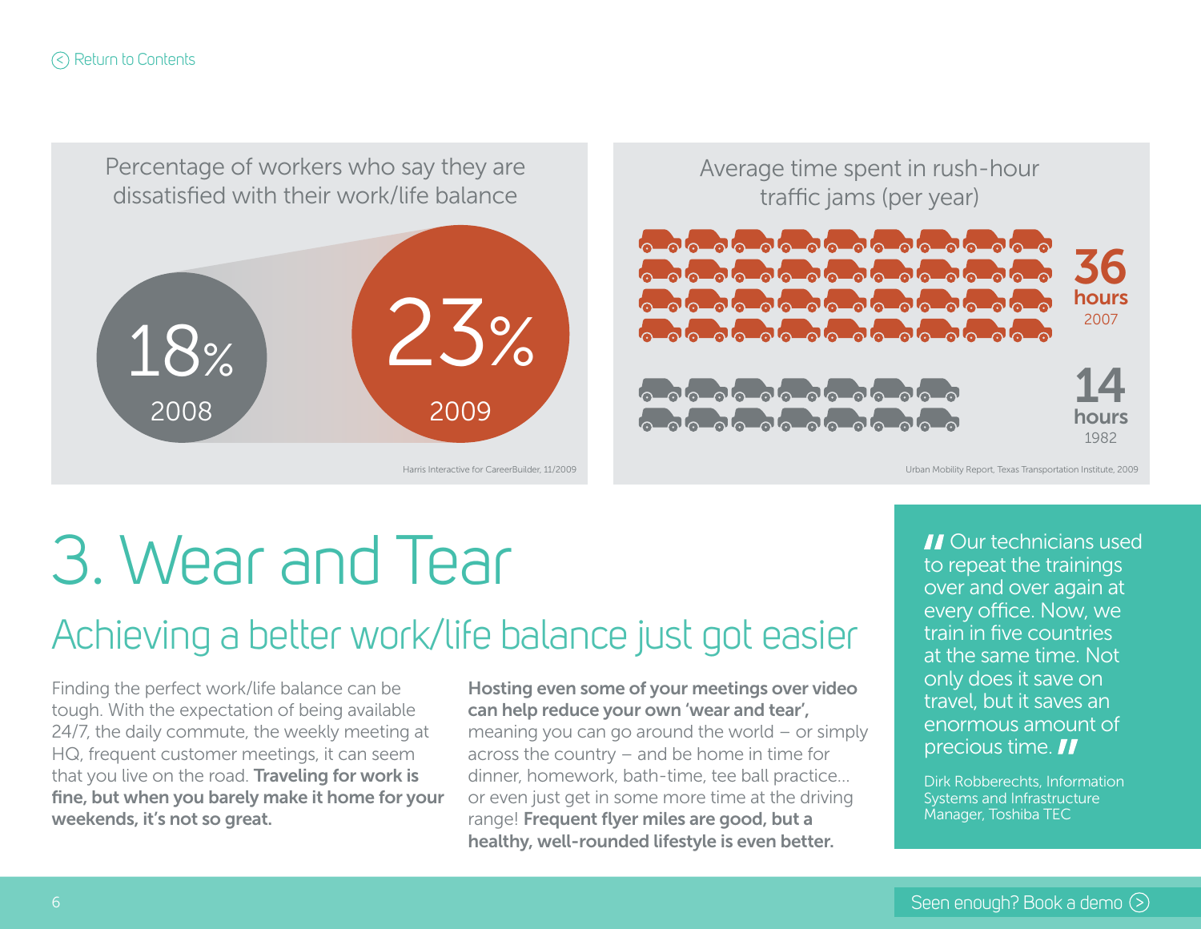Percentage of workers who say they are dissatisfied with their work/life balance

18% 2008

23% 2009

Harris Interactive for CareerBuilder, 11/2009

Average time spent in rush-hour traffic jams (per year)

36 hours 2007

14 hours 1982

Urban Mobility Report, Texas Transportation Institute, 2009

# 3. Wear and Tear

## Achieving a better work/life balance just got easier

Finding the perfect work/life balance can be tough. With the expectation of being available 24/7, the daily commute, the weekly meeting at HQ, frequent customer meetings, it can seem that you live on the road. **Traveling for work is fine, but when you barely make it home for your weekends, it's not so great.**

**Hosting even some of your meetings over video can help reduce your own 'wear and tear',** meaning you can go around the world – or simply across the country – and be home in time for dinner, homework, bath-time, tee ball practice... or even just get in some more time at the driving range! **Frequent flyer miles are good, but a healthy, well-rounded lifestyle is even better.**

> " Our technicians used to repeat the trainings over and over again at every office. Now, we train in five countries at the same time. Not only does it save on travel, but it saves an enormous amount of precious time. "
>
> Dirk Robberechts, Information Systems and Infrastructure Manager, Toshiba TEC

Seen enough? Book a demo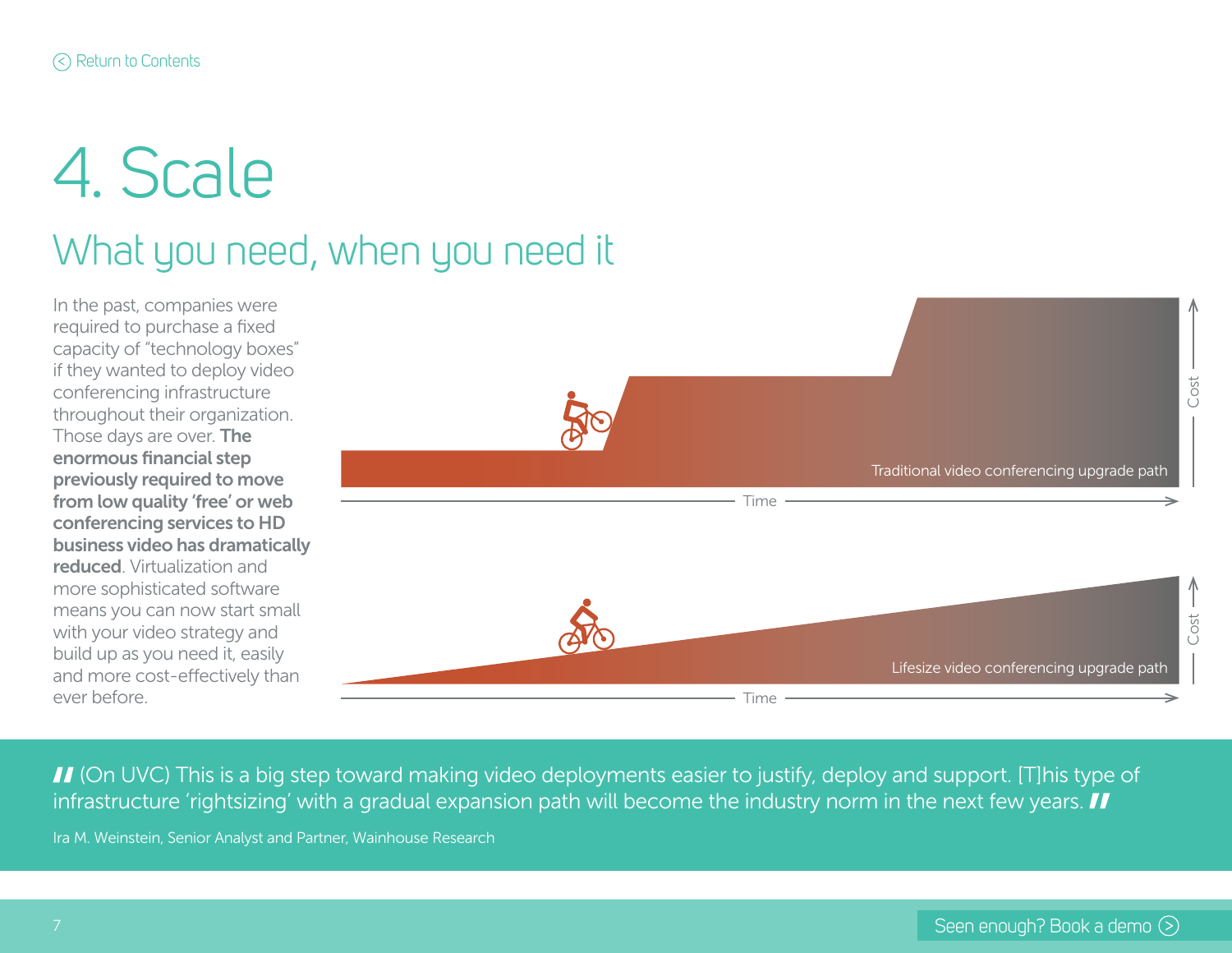# 4. Scale

## What you need, when you need it

In the past, companies were required to purchase a fixed capacity of "technology boxes" if they wanted to deploy video conferencing infrastructure throughout their organization. Those days are over. **The enormous financial step previously required to move from low quality 'free' or web conferencing services to HD business video has dramatically reduced**. Virtualization and more sophisticated software means you can now start small with your video strategy and build up as you need it, easily and more cost-effectively than ever before.

Traditional video conferencing upgrade path

Lifesize video conferencing upgrade path

> (On UVC) This is a big step toward making video deployments easier to justify, deploy and support. [T]his type of infrastructure 'rightsizing' with a gradual expansion path will become the industry norm in the next few years.
>
> Ira M. Weinstein, Senior Analyst and Partner, Wainhouse Research

Seen enough? Book a demo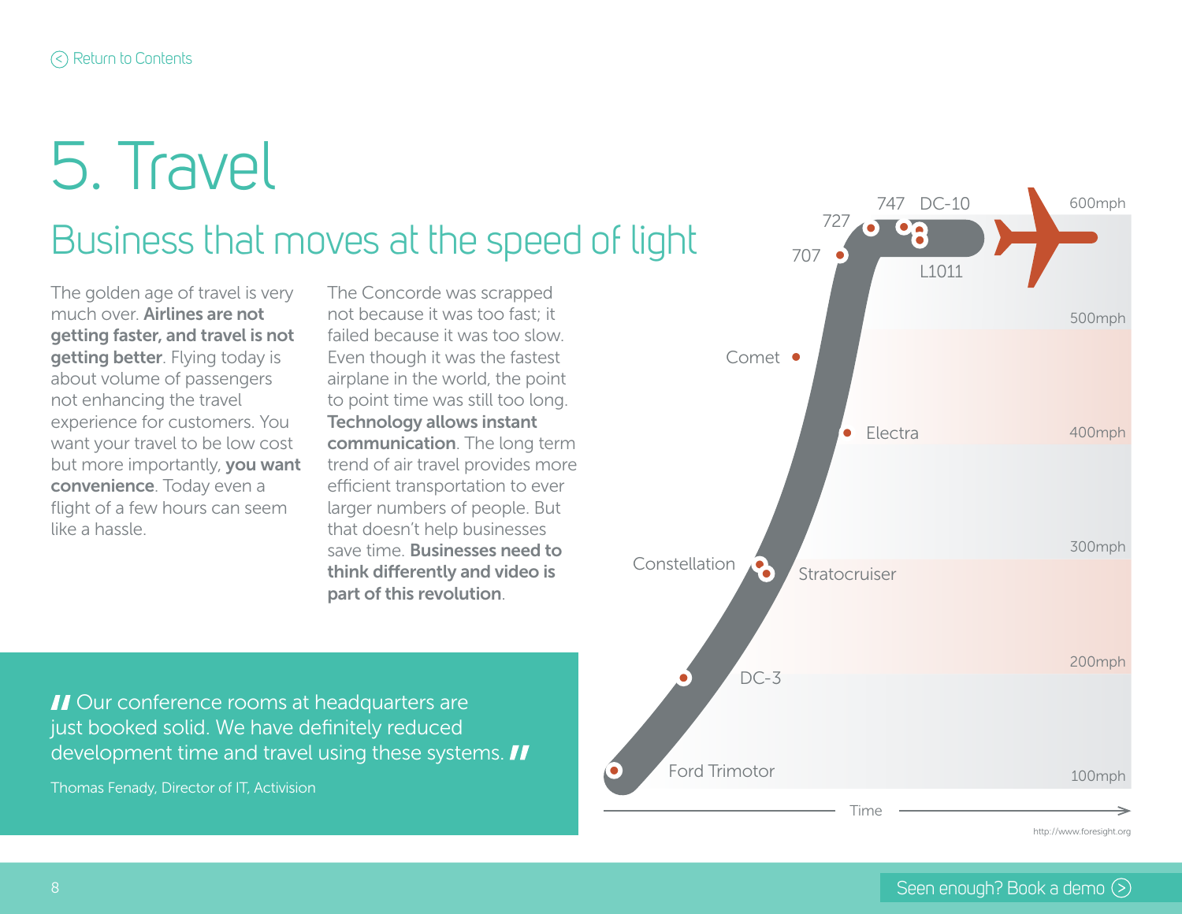# 5. Travel

## Business that moves at the speed of light

The golden age of travel is very much over. **Airlines are not getting faster, and travel is not getting better**. Flying today is about volume of passengers not enhancing the travel experience for customers. You want your travel to be low cost but more importantly, **you want convenience**. Today even a flight of a few hours can seem like a hassle.

The Concorde was scrapped not because it was too fast; it failed because it was too slow. Even though it was the fastest airplane in the world, the point to point time was still too long. **Technology allows instant communication**. The long term trend of air travel provides more efficient transportation to ever larger numbers of people. But that doesn't help businesses save time. **Businesses need to think differently and video is part of this revolution**.

> Our conference rooms at headquarters are just booked solid. We have definitely reduced development time and travel using these systems.
>
> Thomas Fenady, Director of IT, Activision

600mph
500mph
400mph
300mph
200mph
100mph

747 DC-10
727
707
L1011
Comet
Electra
Constellation
Stratocruiser
DC-3
Ford Trimotor

Time

http://www.foresight.org

Seen enough? Book a demo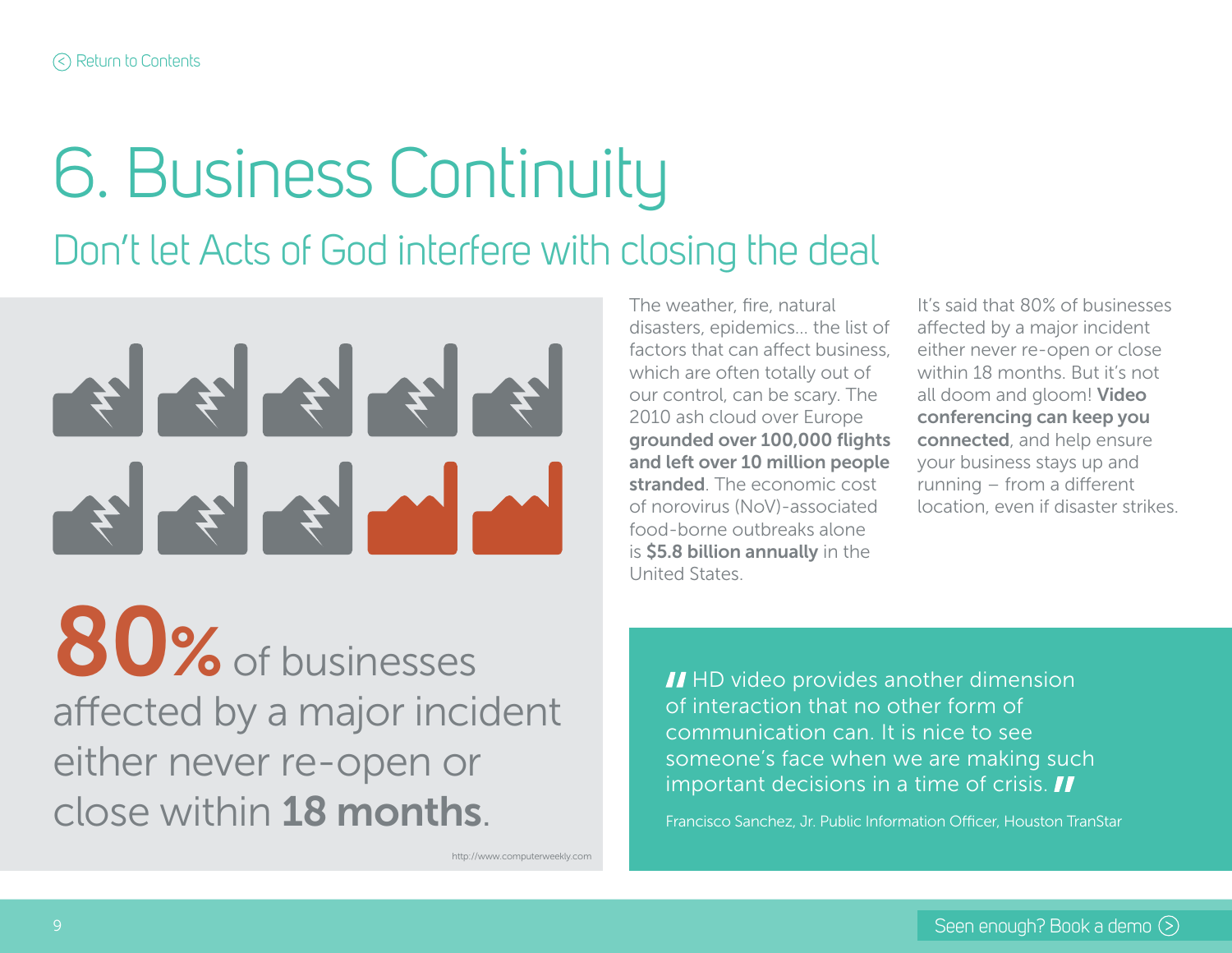Return to Contents

# 6. Business Continuity

## Don't let Acts of God interfere with closing the deal

**80%** of businesses affected by a major incident either never re-open or close within **18 months**.

http://www.computerweekly.com

The weather, fire, natural disasters, epidemics... the list of factors that can affect business, which are often totally out of our control, can be scary. The 2010 ash cloud over Europe **grounded over 100,000 flights and left over 10 million people stranded**. The economic cost of norovirus (NoV)-associated food-borne outbreaks alone is **$5.8 billion annually** in the United States.

It's said that 80% of businesses affected by a major incident either never re-open or close within 18 months. But it's not all doom and gloom! **Video conferencing can keep you connected**, and help ensure your business stays up and running – from a different location, even if disaster strikes.

> HD video provides another dimension of interaction that no other form of communication can. It is nice to see someone's face when we are making such important decisions in a time of crisis.
>
> Francisco Sanchez, Jr. Public Information Officer, Houston TranStar

Seen enough? Book a demo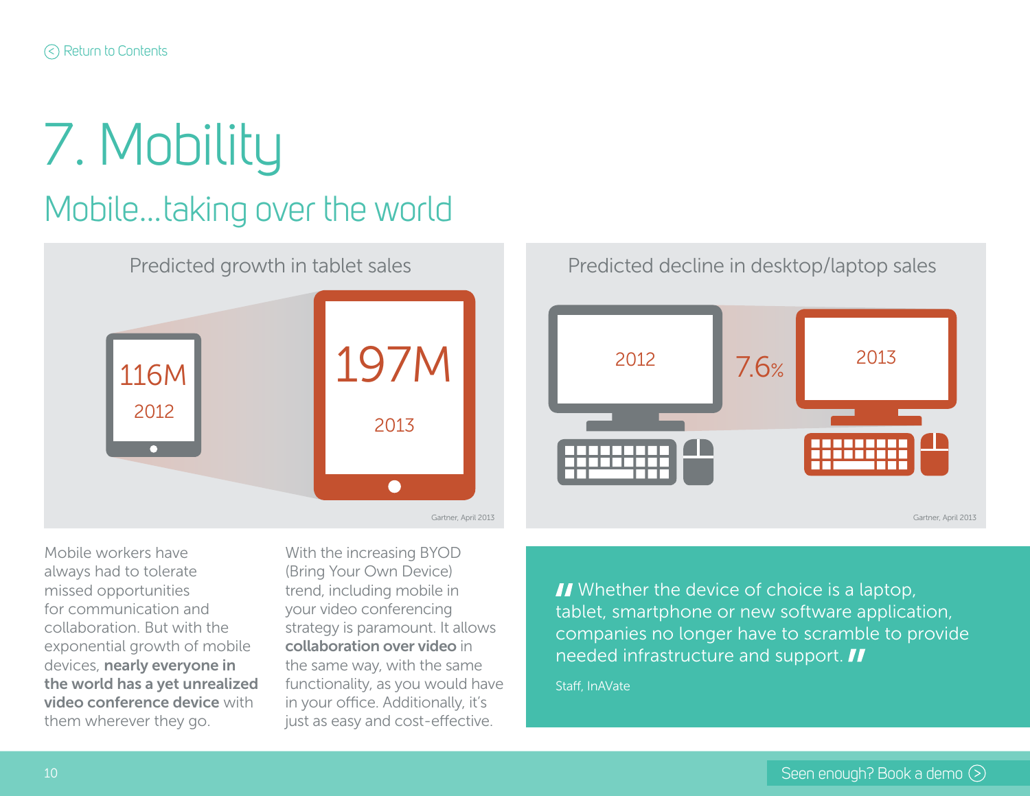# 7. Mobility

## Mobile...taking over the world

Predicted growth in tablet sales

116M
2012

197M
2013

Gartner, April 2013

Predicted decline in desktop/laptop sales

2012

7.6%

2013

Gartner, April 2013

Mobile workers have always had to tolerate missed opportunities for communication and collaboration. But with the exponential growth of mobile devices, **nearly everyone in the world has a yet unrealized video conference device** with them wherever they go.

With the increasing BYOD (Bring Your Own Device) trend, including mobile in your video conferencing strategy is paramount. It allows **collaboration over video** in the same way, with the same functionality, as you would have in your office. Additionally, it's just as easy and cost-effective.

> Whether the device of choice is a laptop, tablet, smartphone or new software application, companies no longer have to scramble to provide needed infrastructure and support.
>
> Staff, InAVate

Seen enough? Book a demo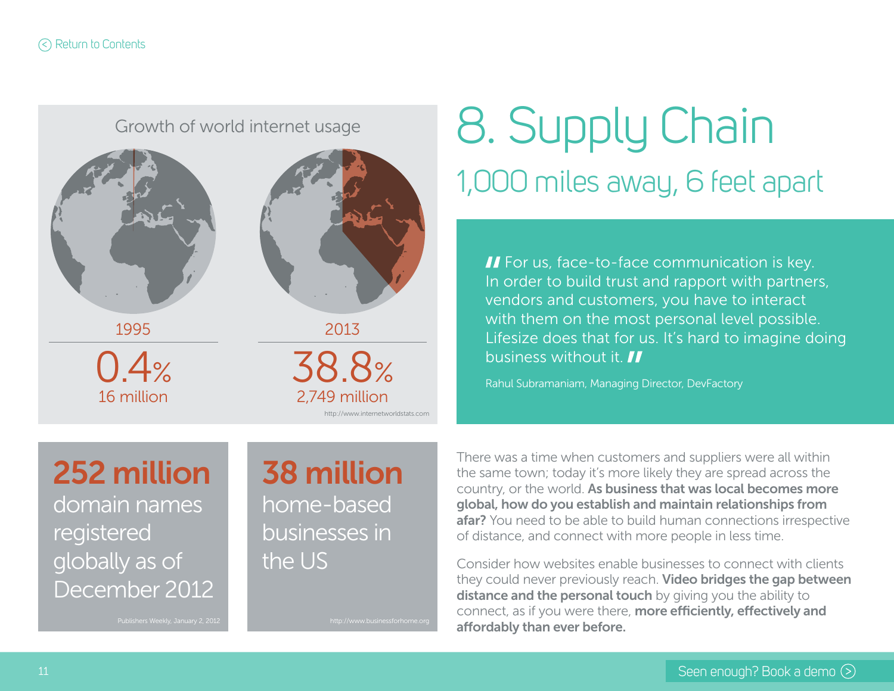Return to Contents

# 8. Supply Chain

## 1,000 miles away, 6 feet apart

> For us, face-to-face communication is key. In order to build trust and rapport with partners, vendors and customers, you have to interact with them on the most personal level possible. Lifesize does that for us. It's hard to imagine doing business without it.
>
> Rahul Subramaniam, Managing Director, DevFactory

There was a time when customers and suppliers were all within the same town; today it's more likely they are spread across the country, or the world. **As business that was local becomes more global, how do you establish and maintain relationships from afar?** You need to be able to build human connections irrespective of distance, and connect with more people in less time.

Consider how websites enable businesses to connect with clients they could never previously reach. **Video bridges the gap between distance and the personal touch** by giving you the ability to connect, as if you were there, **more efficiently, effectively and affordably than ever before.**

Growth of world internet usage

1995
0.4%
16 million

2013
38.8%
2,749 million

http://www.internetworldstats.com

**252 million** domain names registered globally as of December 2012

Publishers Weekly, January 2, 2012

**38 million** home-based businesses in the US

http://www.businessforhome.org

Seen enough? Book a demo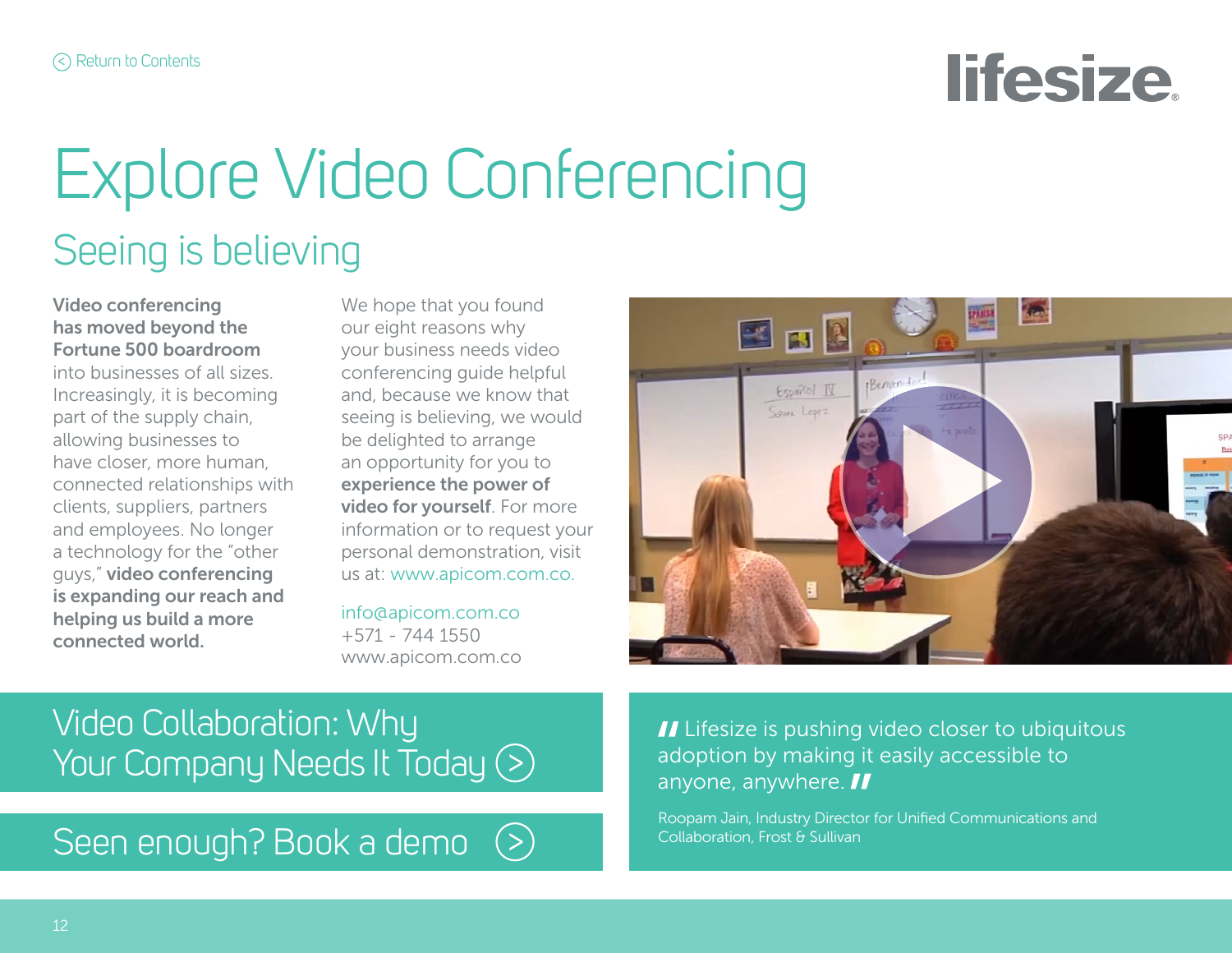Return to Contents

lifesize

# Explore Video Conferencing

## Seeing is believing

**Video conferencing has moved beyond the Fortune 500 boardroom** into businesses of all sizes. Increasingly, it is becoming part of the supply chain, allowing businesses to have closer, more human, connected relationships with clients, suppliers, partners and employees. No longer a technology for the "other guys," **video conferencing is expanding our reach and helping us build a more connected world.**

We hope that you found our eight reasons why your business needs video conferencing guide helpful and, because we know that seeing is believing, we would be delighted to arrange an opportunity for you to **experience the power of video for yourself**. For more information or to request your personal demonstration, visit us at: www.apicom.com.co.

info@apicom.com.co
+571 - 744 1550
www.apicom.com.co

Video Collaboration: Why Your Company Needs It Today

Seen enough? Book a demo

" Lifesize is pushing video closer to ubiquitous adoption by making it easily accessible to anyone, anywhere. "

Roopam Jain, Industry Director for Unified Communications and Collaboration, Frost & Sullivan